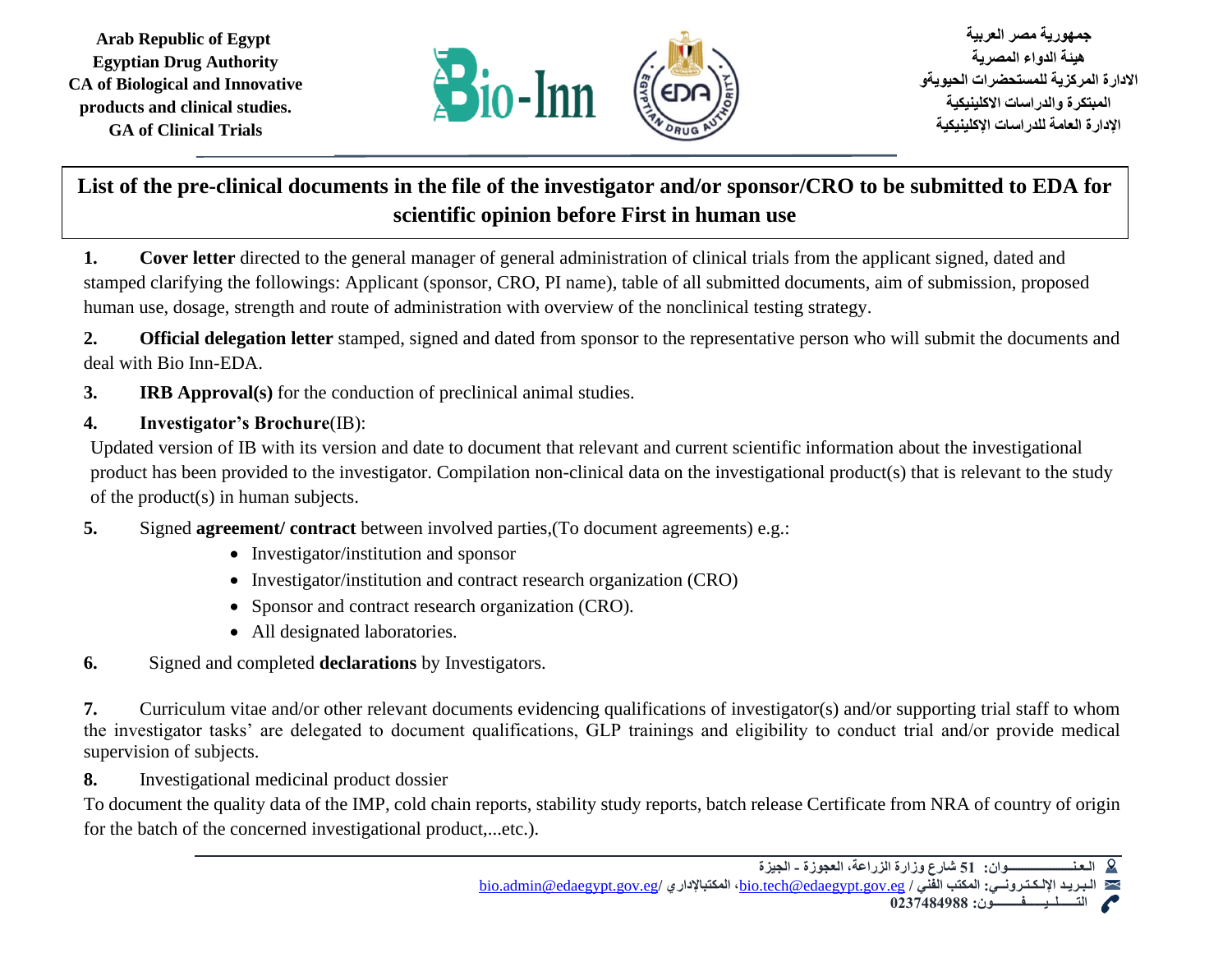Arab Republic of Egypt
Egyptian Drug Authority
CA of Biological and Innovative products and clinical studies.
GA of Clinical Trials

جمهورية مصر العربية
هيئة الدواء المصرية
الادارة المركزية للمستحضرات الحيويةو المبتكرة والدراسات الاكلينيكية
الإدارة العامة للدراسات الإكلينيكية

## List of the pre-clinical documents in the file of the investigator and/or sponsor/CRO to be submitted to EDA for scientific opinion before First in human use

1. **Cover letter** directed to the general manager of general administration of clinical trials from the applicant signed, dated and stamped clarifying the followings: Applicant (sponsor, CRO, PI name), table of all submitted documents, aim of submission, proposed human use, dosage, strength and route of administration with overview of the nonclinical testing strategy.

2. **Official delegation letter** stamped, signed and dated from sponsor to the representative person who will submit the documents and deal with Bio Inn-EDA.

3. **IRB Approval(s)** for the conduction of preclinical animal studies.

4. **Investigator's Brochure**(IB):
Updated version of IB with its version and date to document that relevant and current scientific information about the investigational product has been provided to the investigator. Compilation non-clinical data on the investigational product(s) that is relevant to the study of the product(s) in human subjects.

5. Signed **agreement/ contract** between involved parties,(To document agreements) e.g.:
   - Investigator/institution and sponsor
   - Investigator/institution and contract research organization (CRO)
   - Sponsor and contract research organization (CRO).
   - All designated laboratories.

6. Signed and completed **declarations** by Investigators.

7. Curriculum vitae and/or other relevant documents evidencing qualifications of investigator(s) and/or supporting trial staff to whom the investigator tasks' are delegated to document qualifications, GLP trainings and eligibility to conduct trial and/or provide medical supervision of subjects.

8. Investigational medicinal product dossier
To document the quality data of the IMP, cold chain reports, stability study reports, batch release Certificate from NRA of country of origin for the batch of the concerned investigational product,...etc.).

العنوان: 51 شارع وزارة الزراعة، العجوزة - الجيزة
البريد الإلكتروني: المكتب الفني / bio.tech@edaegypt.gov.eg، المكتبالإداري /bio.admin@edaegypt.gov.eg
التليفون: 0237484988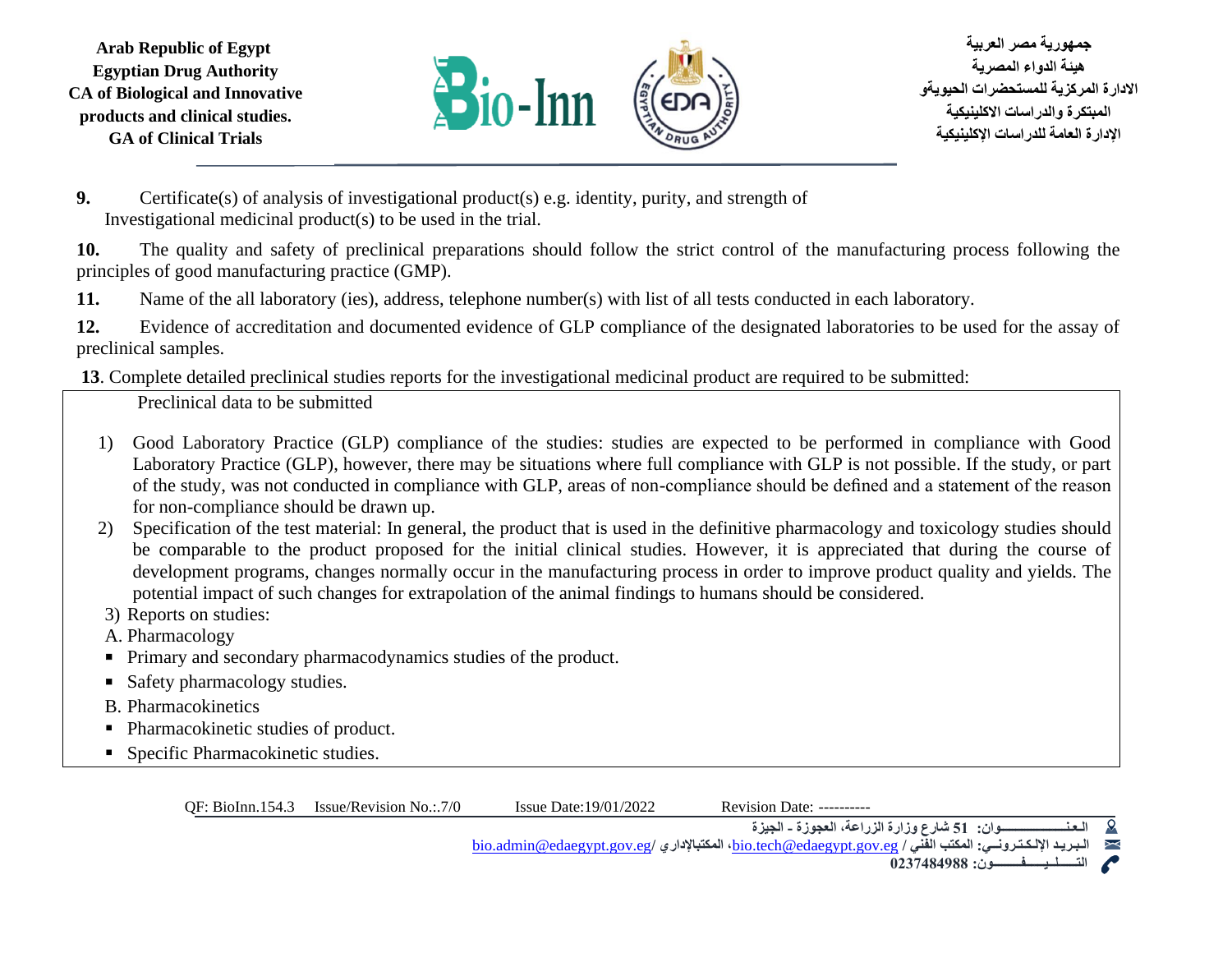**9.** Certificate(s) of analysis of investigational product(s) e.g. identity, purity, and strength of Investigational medicinal product(s) to be used in the trial.

**10.** The quality and safety of preclinical preparations should follow the strict control of the manufacturing process following the principles of good manufacturing practice (GMP).

**11.** Name of the all laboratory (ies), address, telephone number(s) with list of all tests conducted in each laboratory.

**12.** Evidence of accreditation and documented evidence of GLP compliance of the designated laboratories to be used for the assay of preclinical samples.

**13**. Complete detailed preclinical studies reports for the investigational medicinal product are required to be submitted:

Preclinical data to be submitted

1) Good Laboratory Practice (GLP) compliance of the studies: studies are expected to be performed in compliance with Good Laboratory Practice (GLP), however, there may be situations where full compliance with GLP is not possible. If the study, or part of the study, was not conducted in compliance with GLP, areas of non-compliance should be defined and a statement of the reason for non-compliance should be drawn up.
2) Specification of the test material: In general, the product that is used in the definitive pharmacology and toxicology studies should be comparable to the product proposed for the initial clinical studies. However, it is appreciated that during the course of development programs, changes normally occur in the manufacturing process in order to improve product quality and yields. The potential impact of such changes for extrapolation of the animal findings to humans should be considered.
3) Reports on studies:

A. Pharmacology

- Primary and secondary pharmacodynamics studies of the product.
- Safety pharmacology studies.

B. Pharmacokinetics

- Pharmacokinetic studies of product.
- Specific Pharmacokinetic studies.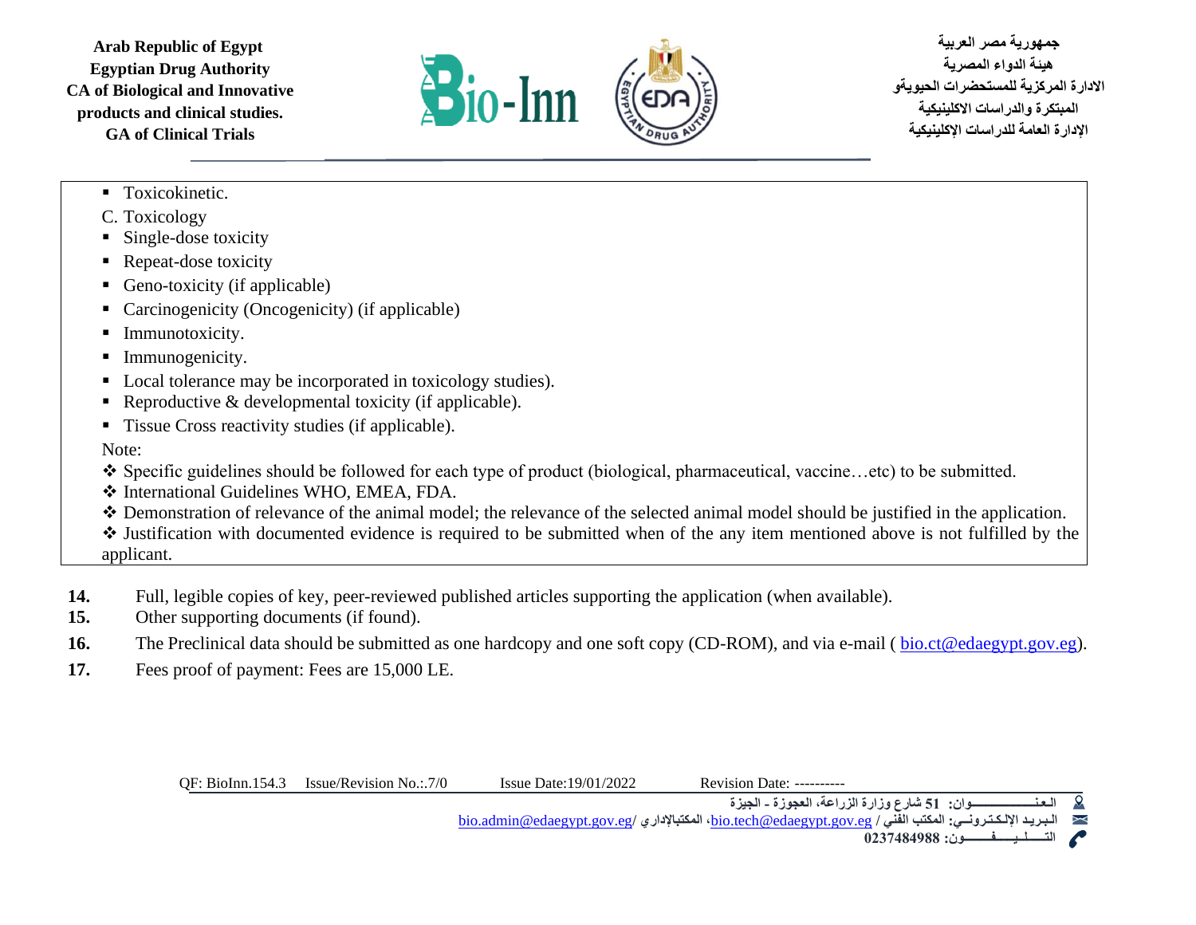- Toxicokinetic.

C. Toxicology

- Single-dose toxicity
- Repeat-dose toxicity
- Geno-toxicity (if applicable)
- Carcinogenicity (Oncogenicity) (if applicable)
- Immunotoxicity.
- Immunogenicity.
- Local tolerance may be incorporated in toxicology studies).
- Reproductive & developmental toxicity (if applicable).
- Tissue Cross reactivity studies (if applicable).

Note:

- ❖ Specific guidelines should be followed for each type of product (biological, pharmaceutical, vaccine…etc) to be submitted.
- ❖ International Guidelines WHO, EMEA, FDA.
- ❖ Demonstration of relevance of the animal model; the relevance of the selected animal model should be justified in the application.
- ❖ Justification with documented evidence is required to be submitted when of the any item mentioned above is not fulfilled by the applicant.

**14.** Full, legible copies of key, peer-reviewed published articles supporting the application (when available).

**15.** Other supporting documents (if found).

**16.** The Preclinical data should be submitted as one hardcopy and one soft copy (CD-ROM), and via e-mail ( bio.ct@edaegypt.gov.eg).

**17.** Fees proof of payment: Fees are 15,000 LE.